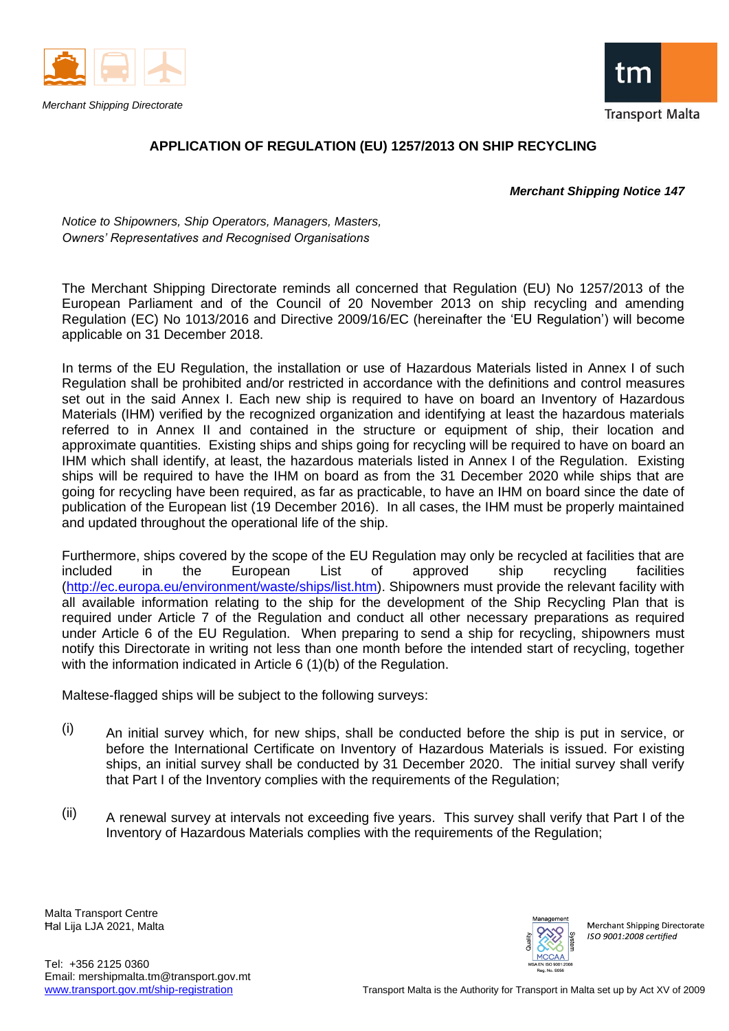*Merchant Shipping Directorate*

## APPLICATION OF REGULATION (EU) 1257/2013 ON SHIP RECYCLING

***Merchant Shipping Notice 147***

*Notice to Shipowners, Ship Operators, Managers, Masters, Owners' Representatives and Recognised Organisations*

The Merchant Shipping Directorate reminds all concerned that Regulation (EU) No 1257/2013 of the European Parliament and of the Council of 20 November 2013 on ship recycling and amending Regulation (EC) No 1013/2016 and Directive 2009/16/EC (hereinafter the 'EU Regulation') will become applicable on 31 December 2018.

In terms of the EU Regulation, the installation or use of Hazardous Materials listed in Annex I of such Regulation shall be prohibited and/or restricted in accordance with the definitions and control measures set out in the said Annex I. Each new ship is required to have on board an Inventory of Hazardous Materials (IHM) verified by the recognized organization and identifying at least the hazardous materials referred to in Annex II and contained in the structure or equipment of ship, their location and approximate quantities. Existing ships and ships going for recycling will be required to have on board an IHM which shall identify, at least, the hazardous materials listed in Annex I of the Regulation. Existing ships will be required to have the IHM on board as from the 31 December 2020 while ships that are going for recycling have been required, as far as practicable, to have an IHM on board since the date of publication of the European list (19 December 2016). In all cases, the IHM must be properly maintained and updated throughout the operational life of the ship.

Furthermore, ships covered by the scope of the EU Regulation may only be recycled at facilities that are included in the European List of approved ship recycling facilities (http://ec.europa.eu/environment/waste/ships/list.htm). Shipowners must provide the relevant facility with all available information relating to the ship for the development of the Ship Recycling Plan that is required under Article 7 of the Regulation and conduct all other necessary preparations as required under Article 6 of the EU Regulation. When preparing to send a ship for recycling, shipowners must notify this Directorate in writing not less than one month before the intended start of recycling, together with the information indicated in Article 6 (1)(b) of the Regulation.

Maltese-flagged ships will be subject to the following surveys:

(i) An initial survey which, for new ships, shall be conducted before the ship is put in service, or before the International Certificate on Inventory of Hazardous Materials is issued. For existing ships, an initial survey shall be conducted by 31 December 2020. The initial survey shall verify that Part I of the Inventory complies with the requirements of the Regulation;

(ii) A renewal survey at intervals not exceeding five years. This survey shall verify that Part I of the Inventory of Hazardous Materials complies with the requirements of the Regulation;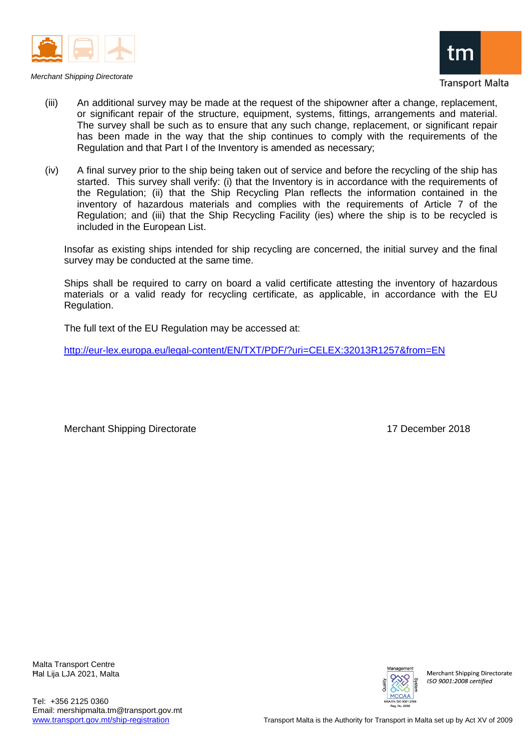(iii) An additional survey may be made at the request of the shipowner after a change, replacement, or significant repair of the structure, equipment, systems, fittings, arrangements and material. The survey shall be such as to ensure that any such change, replacement, or significant repair has been made in the way that the ship continues to comply with the requirements of the Regulation and that Part I of the Inventory is amended as necessary;

(iv) A final survey prior to the ship being taken out of service and before the recycling of the ship has started. This survey shall verify: (i) that the Inventory is in accordance with the requirements of the Regulation; (ii) that the Ship Recycling Plan reflects the information contained in the inventory of hazardous materials and complies with the requirements of Article 7 of the Regulation; and (iii) that the Ship Recycling Facility (ies) where the ship is to be recycled is included in the European List.

Insofar as existing ships intended for ship recycling are concerned, the initial survey and the final survey may be conducted at the same time.

Ships shall be required to carry on board a valid certificate attesting the inventory of hazardous materials or a valid ready for recycling certificate, as applicable, in accordance with the EU Regulation.

The full text of the EU Regulation may be accessed at:

http://eur-lex.europa.eu/legal-content/EN/TXT/PDF/?uri=CELEX:32013R1257&from=EN

Merchant Shipping Directorate

17 December 2018